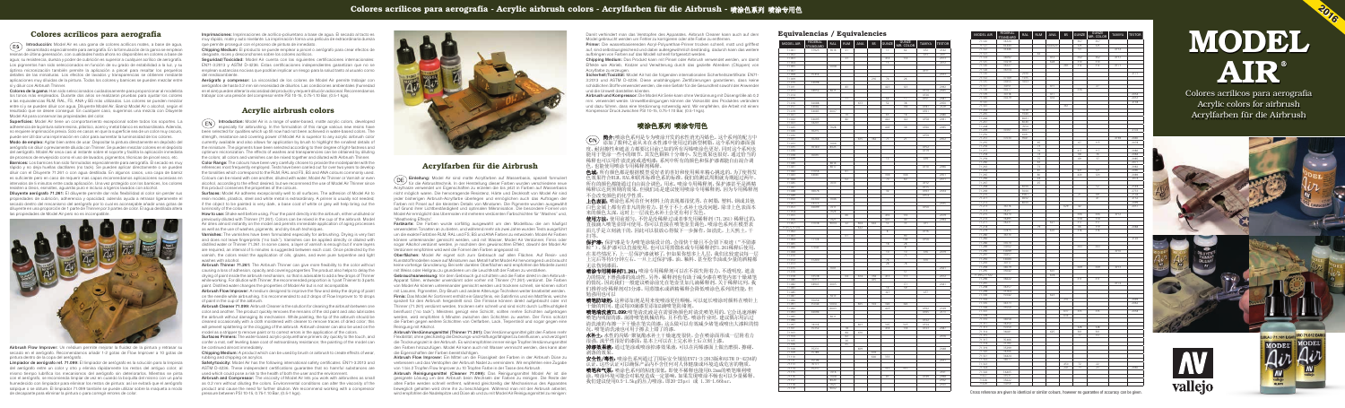# Colores acrílicos para aerografía - Acrylic airbrush colors - Acrylfarben für die Airbrush - 喷涂色系列 喷涂专用色

## Colores acrílicos para aerografía

## Acrylic airbrush colors

## Acrylfarben für die Airbrush

## 喷涂色系列 喷涂专用色

## Equivalencias / Equivalencies

# MODEL AIR®

Colores acrílicos para aerografía
Acrylic colors for airbrush
Acrylfarben für die Airbrush

Cross references are given to identical or similar colors, however no guarantee of accuracy can be given.

vallejo

2016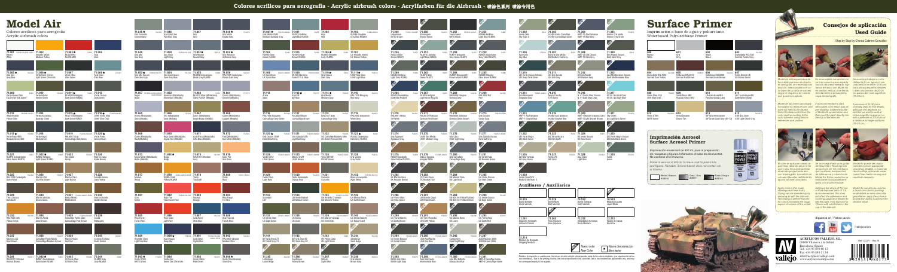# Model Air

Colores acrílicos para aerografía
Acrylic airbrush colors

| | | | |
|---|---|---|---|
| 71.001 Blanco / White | 71.002 Amarillo Medio / Medium Yellow | 71.003 ◆ Rojo RLM23 / Red RLM23 | 71.004 Azul / Blue |
| 71.005 ◆ Gris Azul / Grey Blue | 71.006 Verde Claro Cromo / Light Green Chromate | 71.007 Verde Oliva / Olive Green | 71.008 ◆ Azul Pálido / Pale Blue |
| 71.009 Eau de Nil "B.S." Duck Egg | 71.010 Verde Oscuro / Dark Green | 71.011 ◆ RLM71 Verde Oscuro / RLM71 Dark Green | 71.012 Verde Oscuro / Dark Green |
| 71.013 Amarillo Verdoso / Yellow Olive | 71.014 Verde Aceituna / Gunship Green | 71.015 ◆ RLM71 Verde / Dark Green | 71.016 ◆ USAF Olive Drab |
| 71.017 ◆ Verde Ruso / Russian Green 4BO | 71.018 Verde Negro / Black Green | 71.019 RLM70 Verde Negro / Black Green RLM70 | 71.020 ◆ Verde Pálido / Pale Green |
| 71.021 RLM02 Gris Verdoso / RLM02 Grey | 71.022 ◆ RLM62 Verde Grisáceo / RLM62 Grey Green | 71.023 Cáñamo / Hemp | 71.024 Verde Camuflaje Pálido / Camouflage Pale Green |
| 71.025 RAL7028 Dunkelgelb / Dark Yellow | 71.026 Marrón Terroso / Earth | 71.027 Marrón Claro / Light Brown | 71.028 Arena Amarilla / Sand Yellow |
| 71.029 Marrón Camuflaje / Camouflage Brown | 71.030 Marrón Oscuro / Dark Earth | 71.031 Caoba / Mahogany | 71.032 Marrón Medio / Medium Brown |
| 71.033 Amarillo Oliva / Yellow Olive | 71.034 Arena / Sand | 71.035 Verde Camuflaje / Camouflage Green | 71.036 Caoba / Mahogany |
| 71.037 Marrón Óxido / Rust | 71.038 Marrón Camuflaje / Camouflage Medium Brown | 71.039 Marrón Rojizo / Hull Red | 71.040 Cuero / Leather |
| 71.041 Marrón Uniforme / Armour Brown | 71.042 Marrón Negro Camuflaje / Camouflage Black Brown | 71.043 Gris Oliva / Olive Grey | 71.044 Gris Claro / Light Grey |

**Surface Primer**

Imprimación a base de agua y poliuretano
Waterbased Polyurethane Primer

| | | | |
|---|---|---|---|
| 600 Blanco / White | 601 Gris / Grey | 602 Negro / Black | 603 Dunkelgelb RAL7028 / German Yellow |
| 604 Dunkelgrau RAL7021 / German Dark Yellow | 605 Rotbraun RAL8012 / German Red Brown | 606 Gelbbraun RAL8020 / German Green | 607 Verde Ruso 4BO / Russian Green |
| 608 Verde Oliva USA / USA Olive Drab | 609 Verde Nato / NATO Green | 610 Gris Naval / Naval Grey | 611 Light Earth |
| 612 Verde OTAN / NATO Green | 613 Arena Desierto / Desert Tan | 614 IDF Sinai Grey | 615 Mecha Grey |

## Imprimación Aerosol / Surface Aerosol Primer

Imprimación en aerosol de 400 ml. para la preparación de maquetas y figuras. Inflamable. A base de disolventes. No contiene clorofluorcarbonos.

Primer in aerosol of 400 ml. for base coat for plastic kits and figures. Flammable. Solvent-based: does not contain chlorofluorocarbons.

White / Blanco #28.010 · Grey / Gris #28.011 · Black / Negro #28.012

## Auxiliares / Auxiliaries

| | | | |
|---|---|---|---|
| 70.510 Barniz Brillante / Gloss Varnish | 70.520 Barniz Mate / Matt Varnish | 70.522 Barniz Satinado / Satin Varnish | 70.523 Máscara Líquida / Liquid Mask |
| 70.524 Diluyente Aerógrafo / Airbrush Thinner | 70.642 Base Imprimación / Fine Primer | 71.262 Diluyente Secado / Drying Retarder | 71.361 Limpiador Aerógrafo / Airbrush Cleaner |
| 73.214 Medio de Decapado / Chipping Medium | | | |

◆ Nuevo color / New Color · ■ Nueva denominación / New name

Debido a la impresión en cuatricromía, los colores en esta carta de colores pueden variar de los colores originales, y la reproducción de los colores no es exacta. / Due to the printing process, the colors reproduced in this color chart can be considered only an approximation of the actual colors.

# Consejos de aplicación / Used Guide

Step by Step by Chema Cabrero Gonzalez

Model Air está especialmente formulado para su uso directo en aerógrafo, sin necesidad de dilución. Sobre una superficie imprimada, agite bien el frasco antes de su uso y cargue la copa del aerógrafo.

Model Air has been specifically formulated for Airbrush use and does not need to be diluted. Shake the bottle well. Load the cup of the airbrush directly from the bottle.

Es aconsejable comenzar con una presión de entre 1 y 2 bar. Pulverice sobre la superficie a una distancia de 10-15 cm.

A pressure of between 1 and 2 bar is normally used for this airbrush. Spray at a distance of 10-15 cm.

Si se aplica en capas finas, el tiempo de secado es de pocos minutos. Para superponer colores, deje secar completamente cada capa.

Apply color in thin coats, allowing each layer to dry. Drying can be speeded up by spraying air with the airbrush.

Para limpiar el aerógrafo utilice el Limpiador Vallejo 71.361 y agua.

To clean the airbrush use Airbrush Cleaner 71.361 and water.

Síguenos en: / Follow us on:

/vallejocolors

**ACRILICOS VALLEJO, S.L.**
08800 Vilanova i la Geltrú
Barcelona (Spain)
Tel. +34 93 893 60 12
Fax +34 93 893 11 54
info@acrylicosvallejo.com
www.acrylicosvallejo.com

vallejo